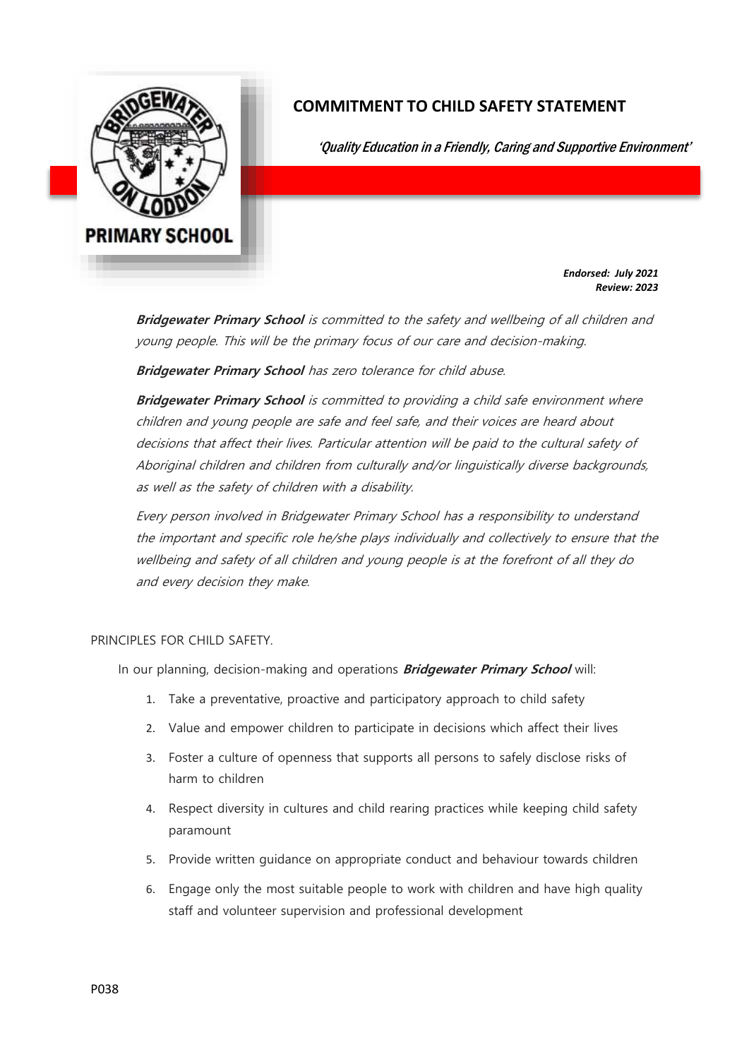# COMMITMENT TO CHILD SAFETY STATEMENT

*'Quality Education in a Friendly, Caring and Supportive Environment'*

***Endorsed: July 2021***
***Review: 2023***

*__Bridgewater Primary School__ is committed to the safety and wellbeing of all children and young people. This will be the primary focus of our care and decision-making.*

*__Bridgewater Primary School__ has zero tolerance for child abuse.*

*__Bridgewater Primary School__ is committed to providing a child safe environment where children and young people are safe and feel safe, and their voices are heard about decisions that affect their lives. Particular attention will be paid to the cultural safety of Aboriginal children and children from culturally and/or linguistically diverse backgrounds, as well as the safety of children with a disability.*

*Every person involved in Bridgewater Primary School has a responsibility to understand the important and specific role he/she plays individually and collectively to ensure that the wellbeing and safety of all children and young people is at the forefront of all they do and every decision they make.*

PRINCIPLES FOR CHILD SAFETY.

In our planning, decision-making and operations ***Bridgewater Primary School*** will:

1. Take a preventative, proactive and participatory approach to child safety
2. Value and empower children to participate in decisions which affect their lives
3. Foster a culture of openness that supports all persons to safely disclose risks of harm to children
4. Respect diversity in cultures and child rearing practices while keeping child safety paramount
5. Provide written guidance on appropriate conduct and behaviour towards children
6. Engage only the most suitable people to work with children and have high quality staff and volunteer supervision and professional development

P038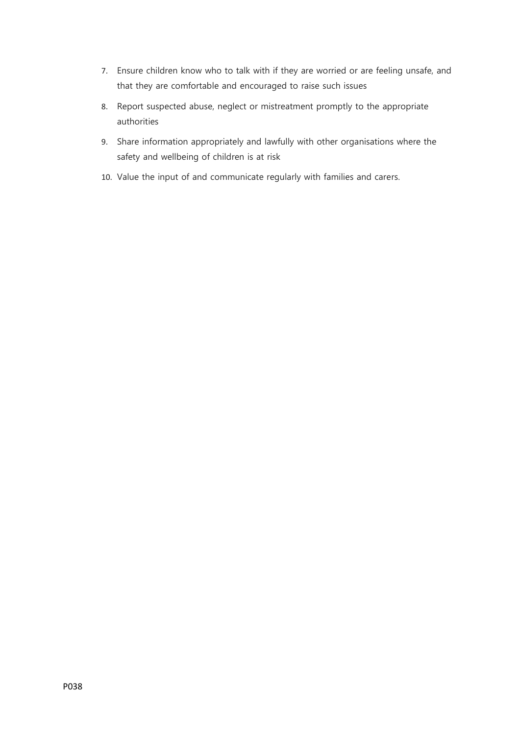7. Ensure children know who to talk with if they are worried or are feeling unsafe, and that they are comfortable and encouraged to raise such issues
8. Report suspected abuse, neglect or mistreatment promptly to the appropriate authorities
9. Share information appropriately and lawfully with other organisations where the safety and wellbeing of children is at risk
10. Value the input of and communicate regularly with families and carers.

P038